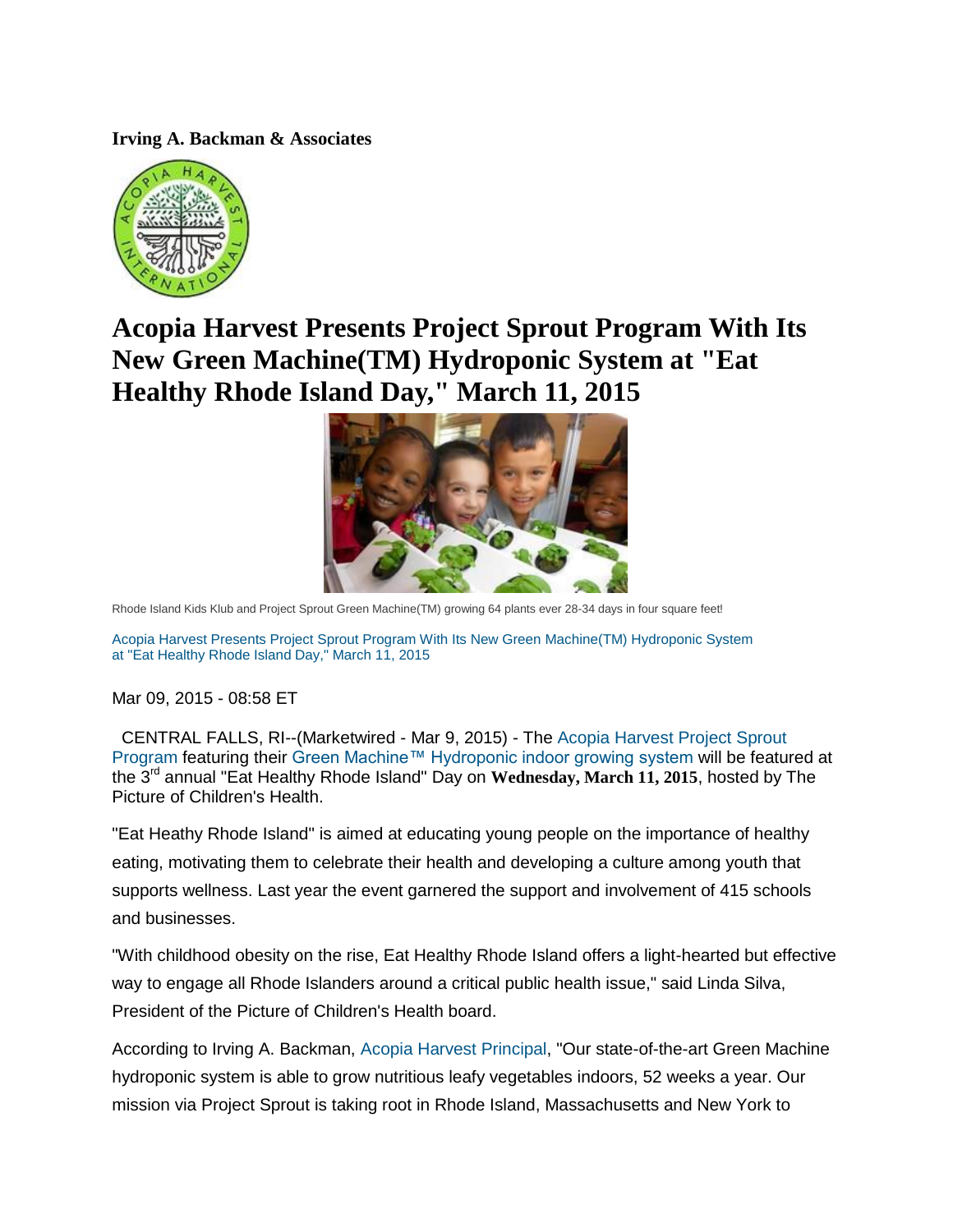**Irving A. Backman & Associates**

# Acopia Harvest Presents Project Sprout Program With Its New Green Machine(TM) Hydroponic System at "Eat Healthy Rhode Island Day," March 11, 2015

Rhode Island Kids Klub and Project Sprout Green Machine(TM) growing 64 plants ever 28-34 days in four square feet!

Acopia Harvest Presents Project Sprout Program With Its New Green Machine(TM) Hydroponic System at "Eat Healthy Rhode Island Day," March 11, 2015

Mar 09, 2015 - 08:58 ET

CENTRAL FALLS, RI--(Marketwired - Mar 9, 2015) - The Acopia Harvest Project Sprout Program featuring their Green Machine™ Hydroponic indoor growing system will be featured at the 3rd annual "Eat Healthy Rhode Island" Day on **Wednesday, March 11, 2015**, hosted by The Picture of Children's Health.

"Eat Heathy Rhode Island" is aimed at educating young people on the importance of healthy eating, motivating them to celebrate their health and developing a culture among youth that supports wellness. Last year the event garnered the support and involvement of 415 schools and businesses.

"With childhood obesity on the rise, Eat Healthy Rhode Island offers a light-hearted but effective way to engage all Rhode Islanders around a critical public health issue," said Linda Silva, President of the Picture of Children's Health board.

According to Irving A. Backman, Acopia Harvest Principal, "Our state-of-the-art Green Machine hydroponic system is able to grow nutritious leafy vegetables indoors, 52 weeks a year. Our mission via Project Sprout is taking root in Rhode Island, Massachusetts and New York to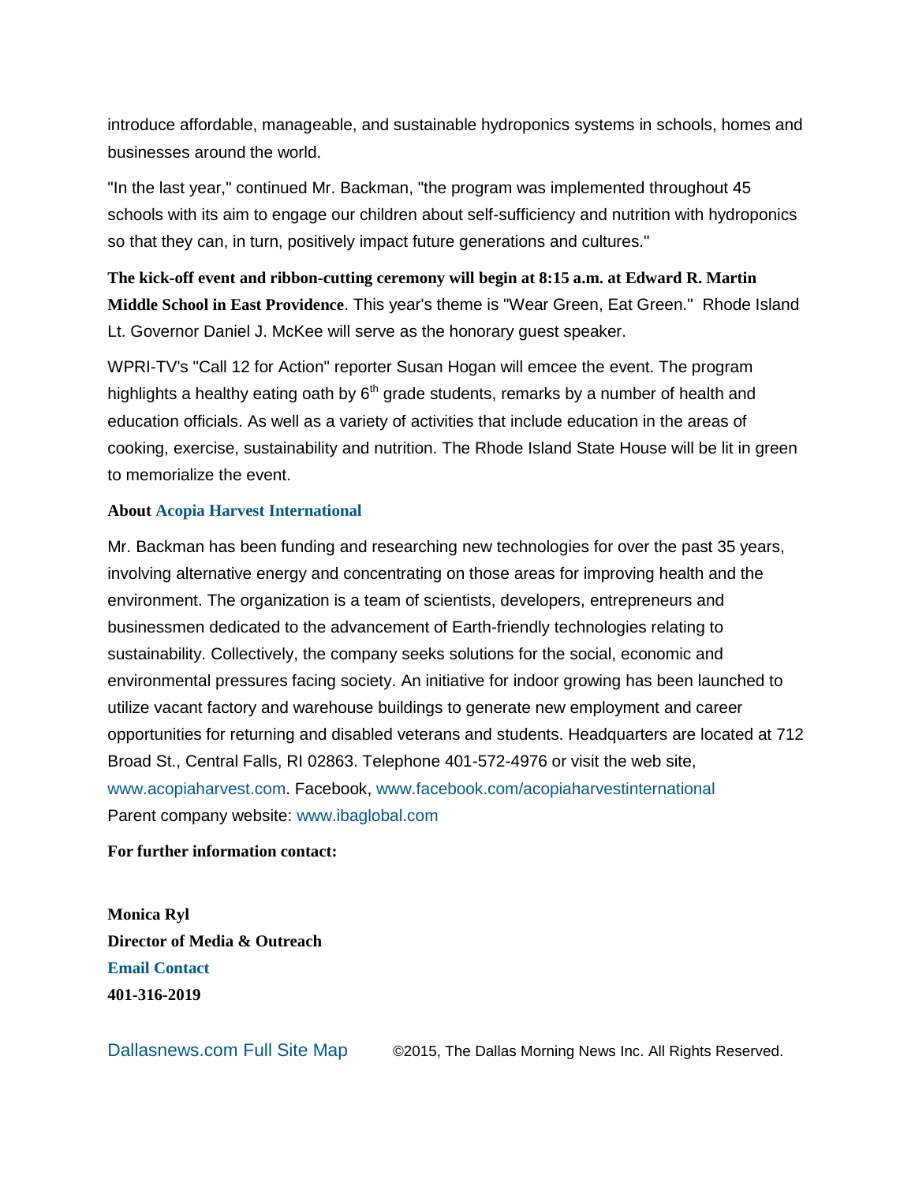introduce affordable, manageable, and sustainable hydroponics systems in schools, homes and businesses around the world.

"In the last year," continued Mr. Backman, "the program was implemented throughout 45 schools with its aim to engage our children about self-sufficiency and nutrition with hydroponics so that they can, in turn, positively impact future generations and cultures."

**The kick-off event and ribbon-cutting ceremony will begin at 8:15 a.m. at Edward R. Martin Middle School in East Providence**. This year's theme is "Wear Green, Eat Green." Rhode Island Lt. Governor Daniel J. McKee will serve as the honorary guest speaker.

WPRI-TV's "Call 12 for Action" reporter Susan Hogan will emcee the event. The program highlights a healthy eating oath by 6th grade students, remarks by a number of health and education officials. As well as a variety of activities that include education in the areas of cooking, exercise, sustainability and nutrition. The Rhode Island State House will be lit in green to memorialize the event.

**About Acopia Harvest International**

Mr. Backman has been funding and researching new technologies for over the past 35 years, involving alternative energy and concentrating on those areas for improving health and the environment. The organization is a team of scientists, developers, entrepreneurs and businessmen dedicated to the advancement of Earth-friendly technologies relating to sustainability. Collectively, the company seeks solutions for the social, economic and environmental pressures facing society. An initiative for indoor growing has been launched to utilize vacant factory and warehouse buildings to generate new employment and career opportunities for returning and disabled veterans and students. Headquarters are located at 712 Broad St., Central Falls, RI 02863. Telephone 401-572-4976 or visit the web site, www.acopiaharvest.com. Facebook, www.facebook.com/acopiaharvestinternational
Parent company website: www.ibaglobal.com

**For further information contact:**

**Monica Ryl**
**Director of Media & Outreach**
**Email Contact**
**401-316-2019**

Dallasnews.com Full Site Map ©2015, The Dallas Morning News Inc. All Rights Reserved.